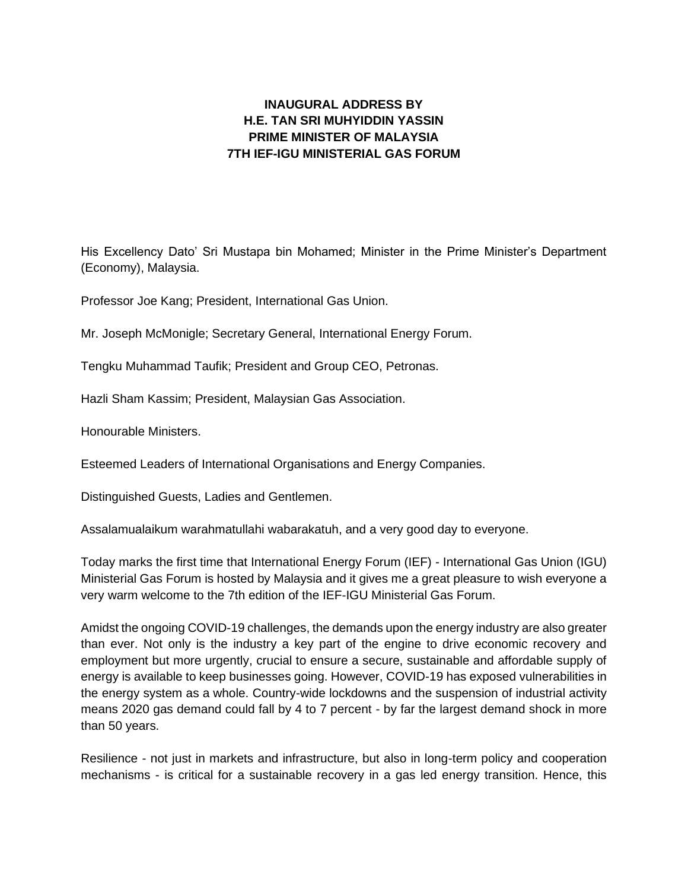**INAUGURAL ADDRESS BY**
**H.E. TAN SRI MUHYIDDIN YASSIN**
**PRIME MINISTER OF MALAYSIA**
**7TH IEF-IGU MINISTERIAL GAS FORUM**

His Excellency Dato' Sri Mustapa bin Mohamed; Minister in the Prime Minister's Department (Economy), Malaysia.

Professor Joe Kang; President, International Gas Union.

Mr. Joseph McMonigle; Secretary General, International Energy Forum.

Tengku Muhammad Taufik; President and Group CEO, Petronas.

Hazli Sham Kassim; President, Malaysian Gas Association.

Honourable Ministers.

Esteemed Leaders of International Organisations and Energy Companies.

Distinguished Guests, Ladies and Gentlemen.

Assalamualaikum warahmatullahi wabarakatuh, and a very good day to everyone.

Today marks the first time that International Energy Forum (IEF) - International Gas Union (IGU) Ministerial Gas Forum is hosted by Malaysia and it gives me a great pleasure to wish everyone a very warm welcome to the 7th edition of the IEF-IGU Ministerial Gas Forum.

Amidst the ongoing COVID-19 challenges, the demands upon the energy industry are also greater than ever. Not only is the industry a key part of the engine to drive economic recovery and employment but more urgently, crucial to ensure a secure, sustainable and affordable supply of energy is available to keep businesses going. However, COVID-19 has exposed vulnerabilities in the energy system as a whole. Country-wide lockdowns and the suspension of industrial activity means 2020 gas demand could fall by 4 to 7 percent - by far the largest demand shock in more than 50 years.

Resilience - not just in markets and infrastructure, but also in long-term policy and cooperation mechanisms - is critical for a sustainable recovery in a gas led energy transition. Hence, this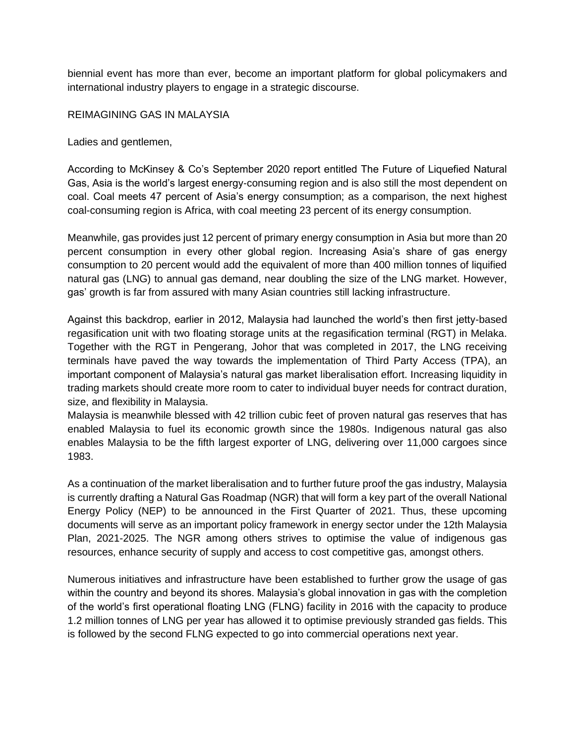biennial event has more than ever, become an important platform for global policymakers and international industry players to engage in a strategic discourse.

## REIMAGINING GAS IN MALAYSIA

Ladies and gentlemen,

According to McKinsey & Co's September 2020 report entitled The Future of Liquefied Natural Gas, Asia is the world's largest energy-consuming region and is also still the most dependent on coal. Coal meets 47 percent of Asia's energy consumption; as a comparison, the next highest coal-consuming region is Africa, with coal meeting 23 percent of its energy consumption.

Meanwhile, gas provides just 12 percent of primary energy consumption in Asia but more than 20 percent consumption in every other global region. Increasing Asia's share of gas energy consumption to 20 percent would add the equivalent of more than 400 million tonnes of liquified natural gas (LNG) to annual gas demand, near doubling the size of the LNG market. However, gas' growth is far from assured with many Asian countries still lacking infrastructure.

Against this backdrop, earlier in 2012, Malaysia had launched the world's then first jetty-based regasification unit with two floating storage units at the regasification terminal (RGT) in Melaka. Together with the RGT in Pengerang, Johor that was completed in 2017, the LNG receiving terminals have paved the way towards the implementation of Third Party Access (TPA), an important component of Malaysia's natural gas market liberalisation effort. Increasing liquidity in trading markets should create more room to cater to individual buyer needs for contract duration, size, and flexibility in Malaysia.

Malaysia is meanwhile blessed with 42 trillion cubic feet of proven natural gas reserves that has enabled Malaysia to fuel its economic growth since the 1980s. Indigenous natural gas also enables Malaysia to be the fifth largest exporter of LNG, delivering over 11,000 cargoes since 1983.

As a continuation of the market liberalisation and to further future proof the gas industry, Malaysia is currently drafting a Natural Gas Roadmap (NGR) that will form a key part of the overall National Energy Policy (NEP) to be announced in the First Quarter of 2021. Thus, these upcoming documents will serve as an important policy framework in energy sector under the 12th Malaysia Plan, 2021-2025. The NGR among others strives to optimise the value of indigenous gas resources, enhance security of supply and access to cost competitive gas, amongst others.

Numerous initiatives and infrastructure have been established to further grow the usage of gas within the country and beyond its shores. Malaysia's global innovation in gas with the completion of the world's first operational floating LNG (FLNG) facility in 2016 with the capacity to produce 1.2 million tonnes of LNG per year has allowed it to optimise previously stranded gas fields. This is followed by the second FLNG expected to go into commercial operations next year.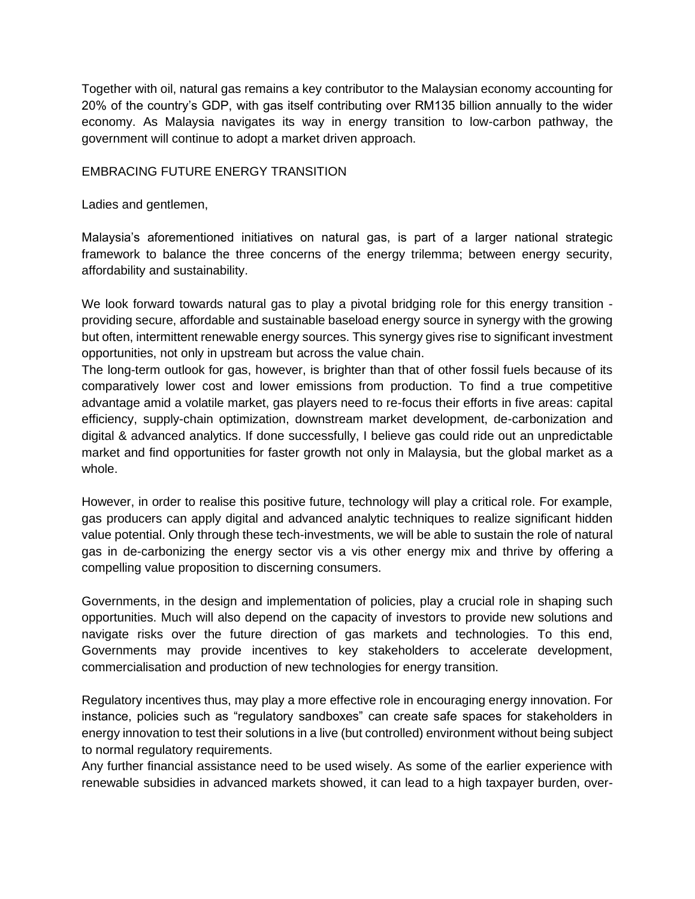Together with oil, natural gas remains a key contributor to the Malaysian economy accounting for 20% of the country's GDP, with gas itself contributing over RM135 billion annually to the wider economy. As Malaysia navigates its way in energy transition to low-carbon pathway, the government will continue to adopt a market driven approach.

## EMBRACING FUTURE ENERGY TRANSITION

Ladies and gentlemen,

Malaysia's aforementioned initiatives on natural gas, is part of a larger national strategic framework to balance the three concerns of the energy trilemma; between energy security, affordability and sustainability.

We look forward towards natural gas to play a pivotal bridging role for this energy transition - providing secure, affordable and sustainable baseload energy source in synergy with the growing but often, intermittent renewable energy sources. This synergy gives rise to significant investment opportunities, not only in upstream but across the value chain.

The long-term outlook for gas, however, is brighter than that of other fossil fuels because of its comparatively lower cost and lower emissions from production. To find a true competitive advantage amid a volatile market, gas players need to re-focus their efforts in five areas: capital efficiency, supply-chain optimization, downstream market development, de-carbonization and digital & advanced analytics. If done successfully, I believe gas could ride out an unpredictable market and find opportunities for faster growth not only in Malaysia, but the global market as a whole.

However, in order to realise this positive future, technology will play a critical role. For example, gas producers can apply digital and advanced analytic techniques to realize significant hidden value potential. Only through these tech-investments, we will be able to sustain the role of natural gas in de-carbonizing the energy sector vis a vis other energy mix and thrive by offering a compelling value proposition to discerning consumers.

Governments, in the design and implementation of policies, play a crucial role in shaping such opportunities. Much will also depend on the capacity of investors to provide new solutions and navigate risks over the future direction of gas markets and technologies. To this end, Governments may provide incentives to key stakeholders to accelerate development, commercialisation and production of new technologies for energy transition.

Regulatory incentives thus, may play a more effective role in encouraging energy innovation. For instance, policies such as "regulatory sandboxes" can create safe spaces for stakeholders in energy innovation to test their solutions in a live (but controlled) environment without being subject to normal regulatory requirements.

Any further financial assistance need to be used wisely. As some of the earlier experience with renewable subsidies in advanced markets showed, it can lead to a high taxpayer burden, over-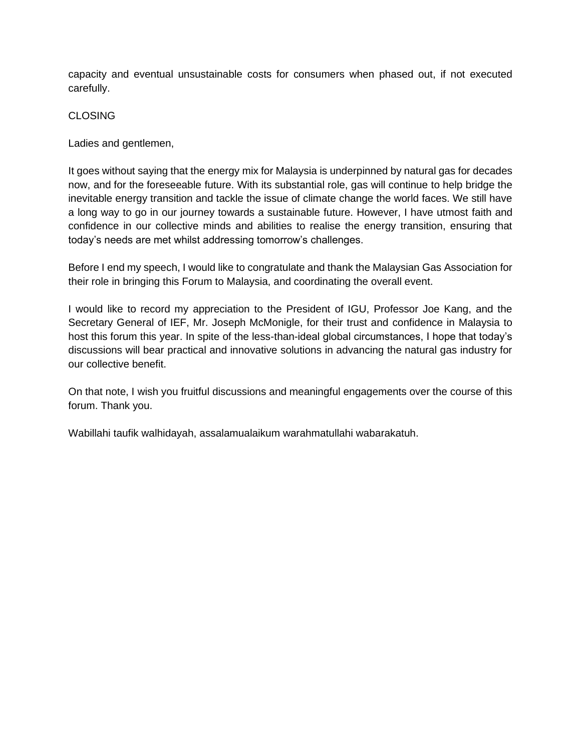capacity and eventual unsustainable costs for consumers when phased out, if not executed carefully.

## CLOSING

Ladies and gentlemen,

It goes without saying that the energy mix for Malaysia is underpinned by natural gas for decades now, and for the foreseeable future. With its substantial role, gas will continue to help bridge the inevitable energy transition and tackle the issue of climate change the world faces. We still have a long way to go in our journey towards a sustainable future. However, I have utmost faith and confidence in our collective minds and abilities to realise the energy transition, ensuring that today's needs are met whilst addressing tomorrow's challenges.

Before I end my speech, I would like to congratulate and thank the Malaysian Gas Association for their role in bringing this Forum to Malaysia, and coordinating the overall event.

I would like to record my appreciation to the President of IGU, Professor Joe Kang, and the Secretary General of IEF, Mr. Joseph McMonigle, for their trust and confidence in Malaysia to host this forum this year. In spite of the less-than-ideal global circumstances, I hope that today's discussions will bear practical and innovative solutions in advancing the natural gas industry for our collective benefit.

On that note, I wish you fruitful discussions and meaningful engagements over the course of this forum. Thank you.

Wabillahi taufik walhidayah, assalamualaikum warahmatullahi wabarakatuh.